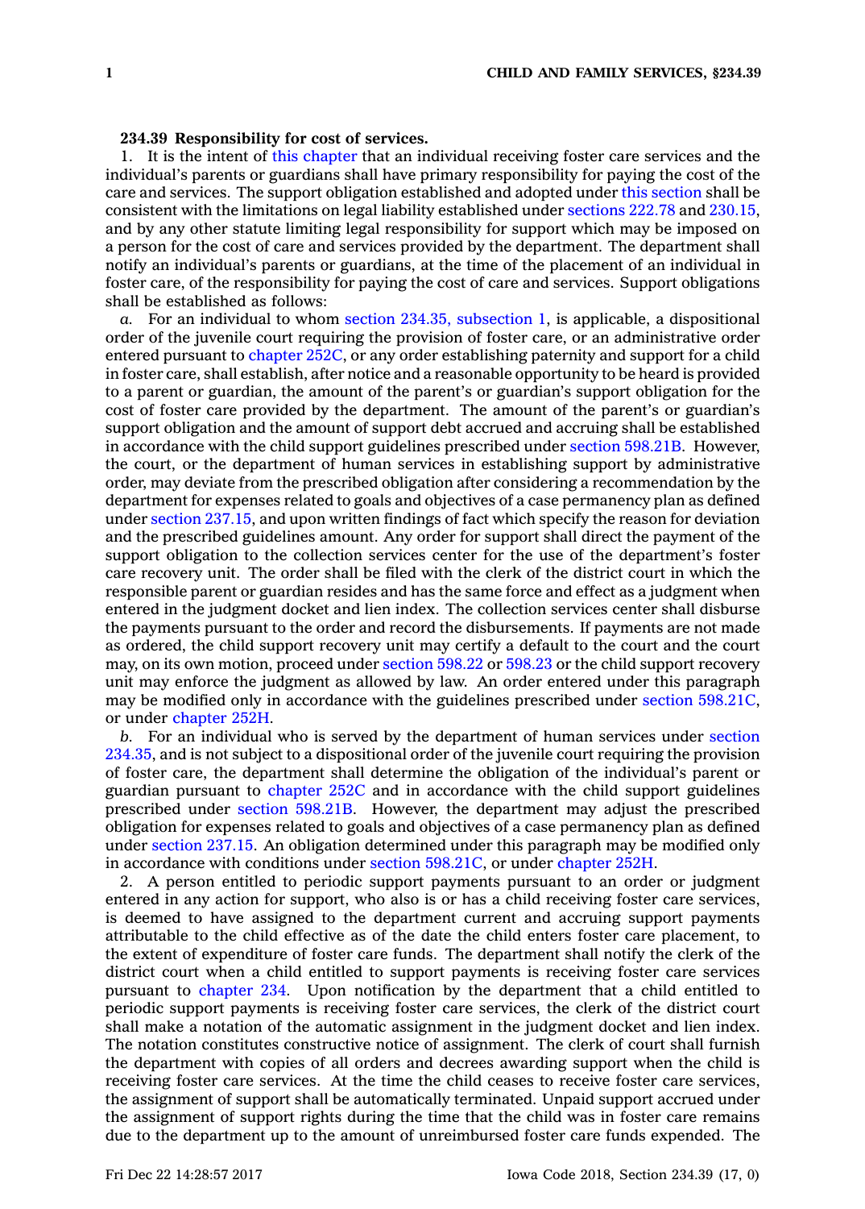**234.39 Responsibility for cost of services.**

1. It is the intent of this chapter that an individual receiving foster care services and the individual's parents or guardians shall have primary responsibility for paying the cost of the care and services. The support obligation established and adopted under this section shall be consistent with the limitations on legal liability established under sections 222.78 and 230.15, and by any other statute limiting legal responsibility for support which may be imposed on a person for the cost of care and services provided by the department. The department shall notify an individual's parents or guardians, at the time of the placement of an individual in foster care, of the responsibility for paying the cost of care and services. Support obligations shall be established as follows:

*a.* For an individual to whom section 234.35, subsection 1, is applicable, a dispositional order of the juvenile court requiring the provision of foster care, or an administrative order entered pursuant to chapter 252C, or any order establishing paternity and support for a child in foster care, shall establish, after notice and a reasonable opportunity to be heard is provided to a parent or guardian, the amount of the parent's or guardian's support obligation for the cost of foster care provided by the department. The amount of the parent's or guardian's support obligation and the amount of support debt accrued and accruing shall be established in accordance with the child support guidelines prescribed under section 598.21B. However, the court, or the department of human services in establishing support by administrative order, may deviate from the prescribed obligation after considering a recommendation by the department for expenses related to goals and objectives of a case permanency plan as defined under section 237.15, and upon written findings of fact which specify the reason for deviation and the prescribed guidelines amount. Any order for support shall direct the payment of the support obligation to the collection services center for the use of the department's foster care recovery unit. The order shall be filed with the clerk of the district court in which the responsible parent or guardian resides and has the same force and effect as a judgment when entered in the judgment docket and lien index. The collection services center shall disburse the payments pursuant to the order and record the disbursements. If payments are not made as ordered, the child support recovery unit may certify a default to the court and the court may, on its own motion, proceed under section 598.22 or 598.23 or the child support recovery unit may enforce the judgment as allowed by law. An order entered under this paragraph may be modified only in accordance with the guidelines prescribed under section 598.21C, or under chapter 252H.

*b.* For an individual who is served by the department of human services under section 234.35, and is not subject to a dispositional order of the juvenile court requiring the provision of foster care, the department shall determine the obligation of the individual's parent or guardian pursuant to chapter 252C and in accordance with the child support guidelines prescribed under section 598.21B. However, the department may adjust the prescribed obligation for expenses related to goals and objectives of a case permanency plan as defined under section 237.15. An obligation determined under this paragraph may be modified only in accordance with conditions under section 598.21C, or under chapter 252H.

2. A person entitled to periodic support payments pursuant to an order or judgment entered in any action for support, who also is or has a child receiving foster care services, is deemed to have assigned to the department current and accruing support payments attributable to the child effective as of the date the child enters foster care placement, to the extent of expenditure of foster care funds. The department shall notify the clerk of the district court when a child entitled to support payments is receiving foster care services pursuant to chapter 234. Upon notification by the department that a child entitled to periodic support payments is receiving foster care services, the clerk of the district court shall make a notation of the automatic assignment in the judgment docket and lien index. The notation constitutes constructive notice of assignment. The clerk of court shall furnish the department with copies of all orders and decrees awarding support when the child is receiving foster care services. At the time the child ceases to receive foster care services, the assignment of support shall be automatically terminated. Unpaid support accrued under the assignment of support rights during the time that the child was in foster care remains due to the department up to the amount of unreimbursed foster care funds expended. The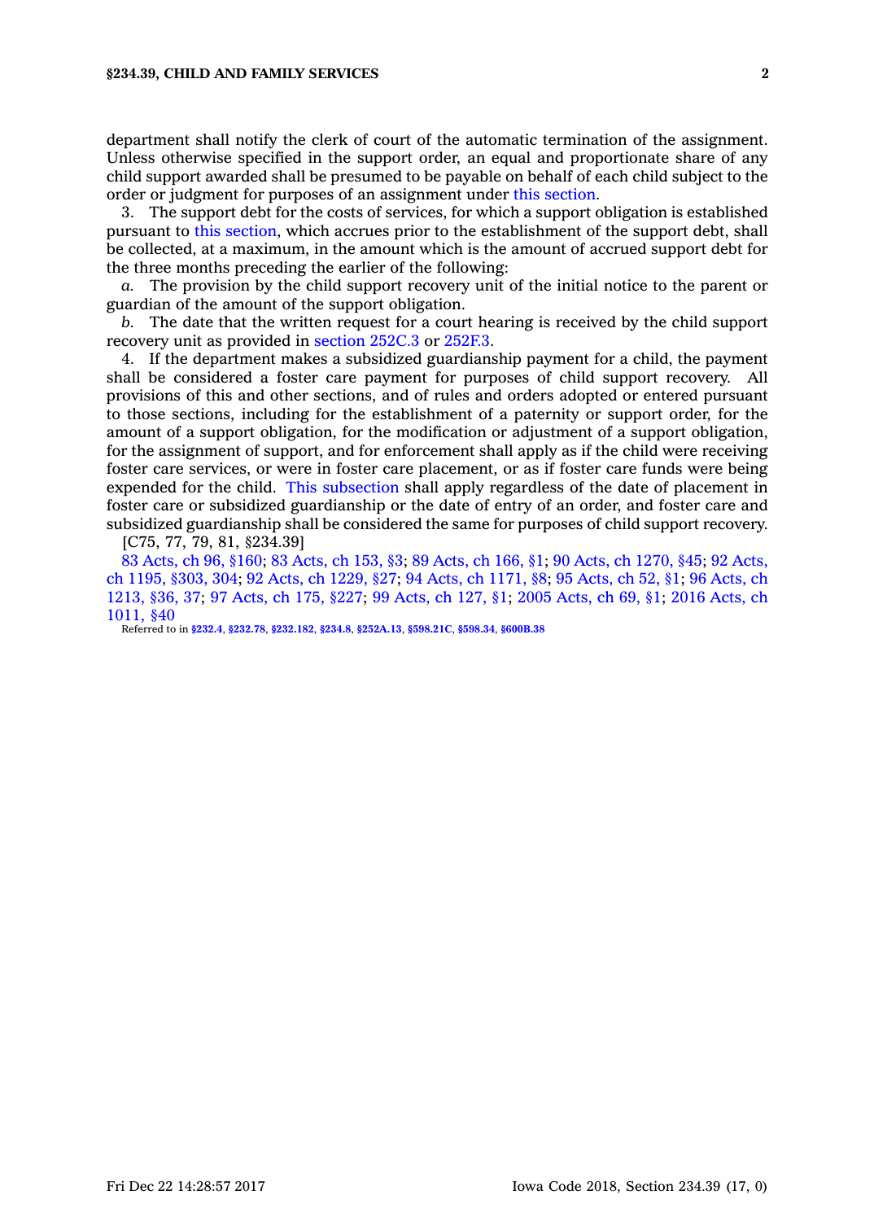department shall notify the clerk of court of the automatic termination of the assignment. Unless otherwise specified in the support order, an equal and proportionate share of any child support awarded shall be presumed to be payable on behalf of each child subject to the order or judgment for purposes of an assignment under this section.

3. The support debt for the costs of services, for which a support obligation is established pursuant to this section, which accrues prior to the establishment of the support debt, shall be collected, at a maximum, in the amount which is the amount of accrued support debt for the three months preceding the earlier of the following:

*a.* The provision by the child support recovery unit of the initial notice to the parent or guardian of the amount of the support obligation.

*b.* The date that the written request for a court hearing is received by the child support recovery unit as provided in section 252C.3 or 252F.3.

4. If the department makes a subsidized guardianship payment for a child, the payment shall be considered a foster care payment for purposes of child support recovery. All provisions of this and other sections, and of rules and orders adopted or entered pursuant to those sections, including for the establishment of a paternity or support order, for the amount of a support obligation, for the modification or adjustment of a support obligation, for the assignment of support, and for enforcement shall apply as if the child were receiving foster care services, or were in foster care placement, or as if foster care funds were being expended for the child. This subsection shall apply regardless of the date of placement in foster care or subsidized guardianship or the date of entry of an order, and foster care and subsidized guardianship shall be considered the same for purposes of child support recovery.

[C75, 77, 79, 81, §234.39]

83 Acts, ch 96, §160; 83 Acts, ch 153, §3; 89 Acts, ch 166, §1; 90 Acts, ch 1270, §45; 92 Acts, ch 1195, §303, 304; 92 Acts, ch 1229, §27; 94 Acts, ch 1171, §8; 95 Acts, ch 52, §1; 96 Acts, ch 1213, §36, 37; 97 Acts, ch 175, §227; 99 Acts, ch 127, §1; 2005 Acts, ch 69, §1; 2016 Acts, ch 1011, §40

Referred to in **§232.4**, **§232.78**, **§232.182**, **§234.8**, **§252A.13**, **§598.21C**, **§598.34**, **§600B.38**